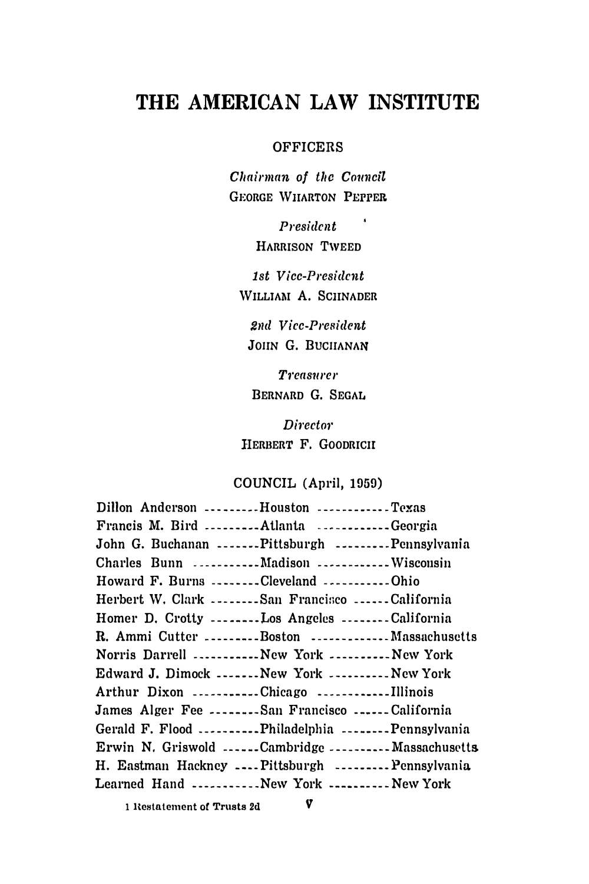# THE AMERICAN LAW INSTITUTE

## OFFICERS

*Chairman of the Council*
GEORGE WHARTON PEPPER

*President*
HARRISON TWEED

*1st Vice-President*
WILLIAM A. SCHNADER

*2nd Vice-President*
JOHN G. BUCHANAN

*Treasurer*
BERNARD G. SEGAL

*Director*
HERBERT F. GOODRICH

## COUNCIL (April, 1959)

| | | |
|---|---|---|
| Dillon Anderson | Houston | Texas |
| Francis M. Bird | Atlanta | Georgia |
| John G. Buchanan | Pittsburgh | Pennsylvania |
| Charles Bunn | Madison | Wisconsin |
| Howard F. Burns | Cleveland | Ohio |
| Herbert W. Clark | San Francisco | California |
| Homer D. Crotty | Los Angeles | California |
| R. Ammi Cutter | Boston | Massachusetts |
| Norris Darrell | New York | New York |
| Edward J. Dimock | New York | New York |
| Arthur Dixon | Chicago | Illinois |
| James Alger Fee | San Francisco | California |
| Gerald F. Flood | Philadelphia | Pennsylvania |
| Erwin N. Griswold | Cambridge | Massachusetts |
| H. Eastman Hackney | Pittsburgh | Pennsylvania |
| Learned Hand | New York | New York |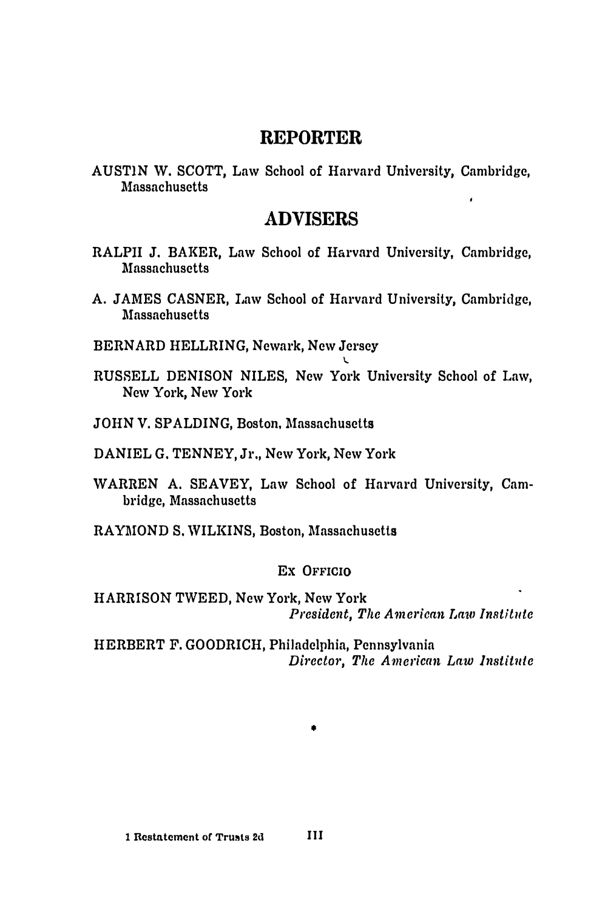# REPORTER

AUSTIN W. SCOTT, Law School of Harvard University, Cambridge, Massachusetts

# ADVISERS

RALPH J. BAKER, Law School of Harvard University, Cambridge, Massachusetts

A. JAMES CASNER, Law School of Harvard University, Cambridge, Massachusetts

BERNARD HELLRING, Newark, New Jersey

RUSSELL DENISON NILES, New York University School of Law, New York, New York

JOHN V. SPALDING, Boston, Massachusetts

DANIEL G. TENNEY, Jr., New York, New York

WARREN A. SEAVEY, Law School of Harvard University, Cambridge, Massachusetts

RAYMOND S. WILKINS, Boston, Massachusetts

EX OFFICIO

HARRISON TWEED, New York, New York
*President, The American Law Institute*

HERBERT F. GOODRICH, Philadelphia, Pennsylvania
*Director, The American Law Institute*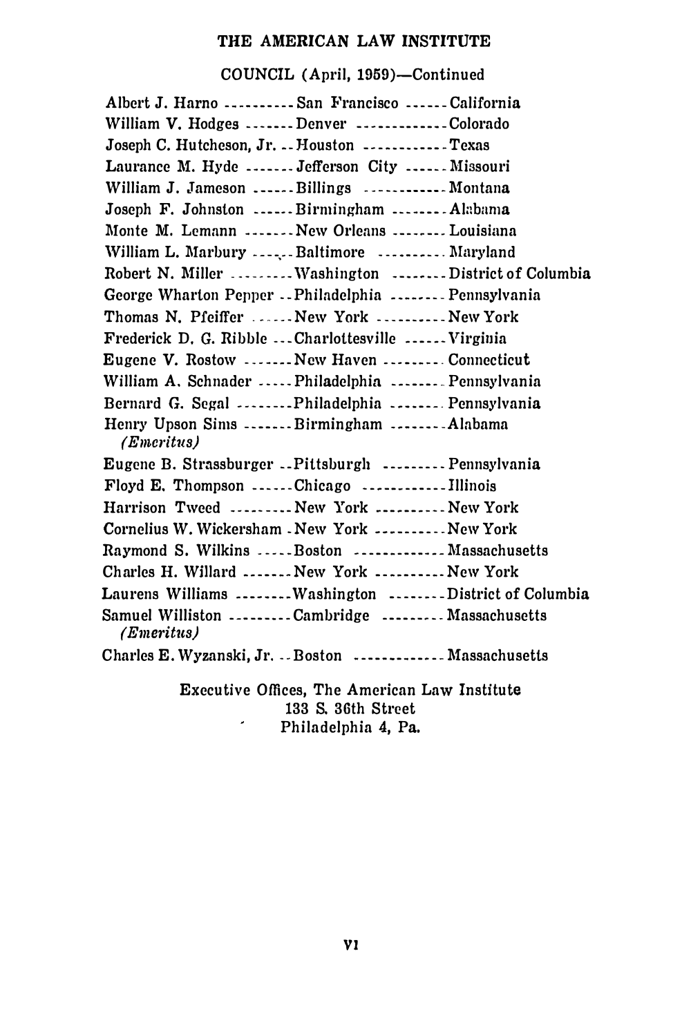THE AMERICAN LAW INSTITUTE

COUNCIL (April, 1959)—Continued

| | | |
|---|---|---|
| Albert J. Harno | San Francisco | California |
| William V. Hodges | Denver | Colorado |
| Joseph C. Hutcheson, Jr. | Houston | Texas |
| Laurance M. Hyde | Jefferson City | Missouri |
| William J. Jameson | Billings | Montana |
| Joseph F. Johnston | Birmingham | Alabama |
| Monte M. Lemann | New Orleans | Louisiana |
| William L. Marbury | Baltimore | Maryland |
| Robert N. Miller | Washington | District of Columbia |
| George Wharton Pepper | Philadelphia | Pennsylvania |
| Thomas N. Pfeiffer | New York | New York |
| Frederick D. G. Ribble | Charlottesville | Virginia |
| Eugene V. Rostow | New Haven | Connecticut |
| William A. Schnader | Philadelphia | Pennsylvania |
| Bernard G. Segal | Philadelphia | Pennsylvania |
| Henry Upson Sims *(Emeritus)* | Birmingham | Alabama |
| Eugene B. Strassburger | Pittsburgh | Pennsylvania |
| Floyd E. Thompson | Chicago | Illinois |
| Harrison Tweed | New York | New York |
| Cornelius W. Wickersham | New York | New York |
| Raymond S. Wilkins | Boston | Massachusetts |
| Charles H. Willard | New York | New York |
| Laurens Williams | Washington | District of Columbia |
| Samuel Williston *(Emeritus)* | Cambridge | Massachusetts |
| Charles E. Wyzanski, Jr. | Boston | Massachusetts |

Executive Offices, The American Law Institute
133 S. 36th Street
Philadelphia 4, Pa.